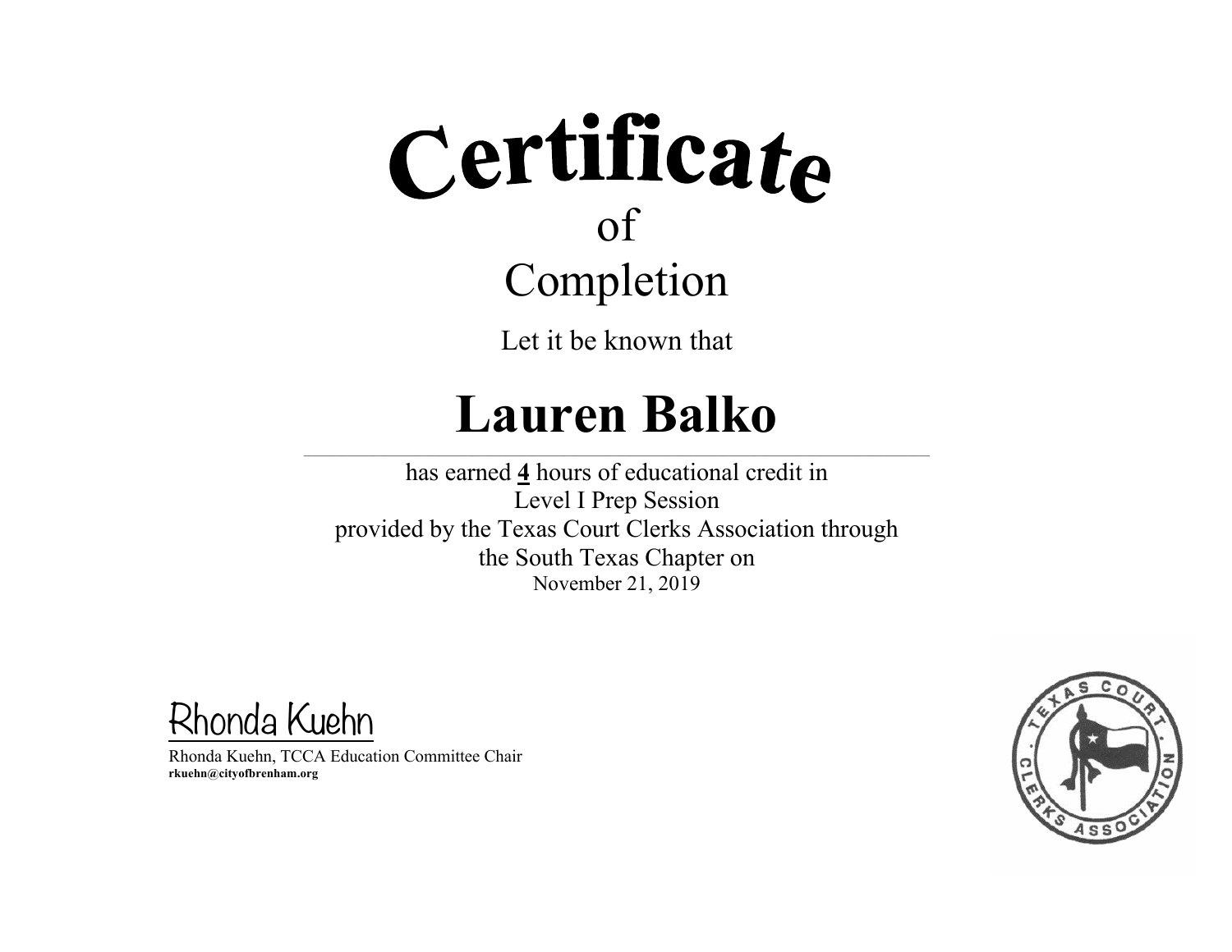# Certificate

of

Completion

Let it be known that

# Lauren Balko

has earned **4** hours of educational credit in
Level I Prep Session
provided by the Texas Court Clerks Association through
the South Texas Chapter on
November 21, 2019

Rhonda Kuehn

Rhonda Kuehn, TCCA Education Committee Chair
**rkuehn@cityofbrenham.org**

TEXAS COURT CLERKS ASSOCIATION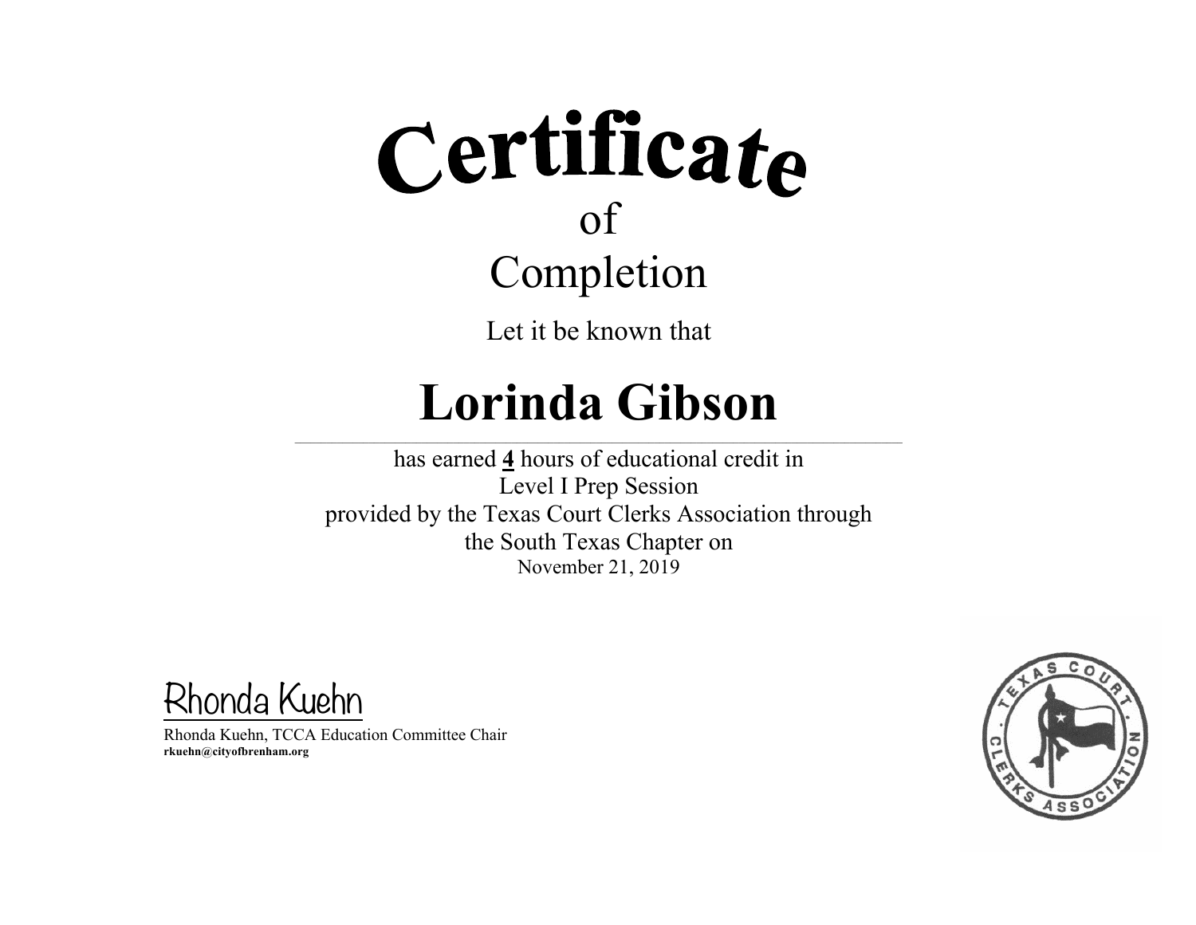# Certificate

of

Completion

Let it be known that

# Lorinda Gibson

has earned **4** hours of educational credit in
Level I Prep Session
provided by the Texas Court Clerks Association through
the South Texas Chapter on
November 21, 2019

Rhonda Kuehn

Rhonda Kuehn, TCCA Education Committee Chair
**rkuehn@cityofbrenham.org**

TEXAS COURT CLERKS ASSOCIATION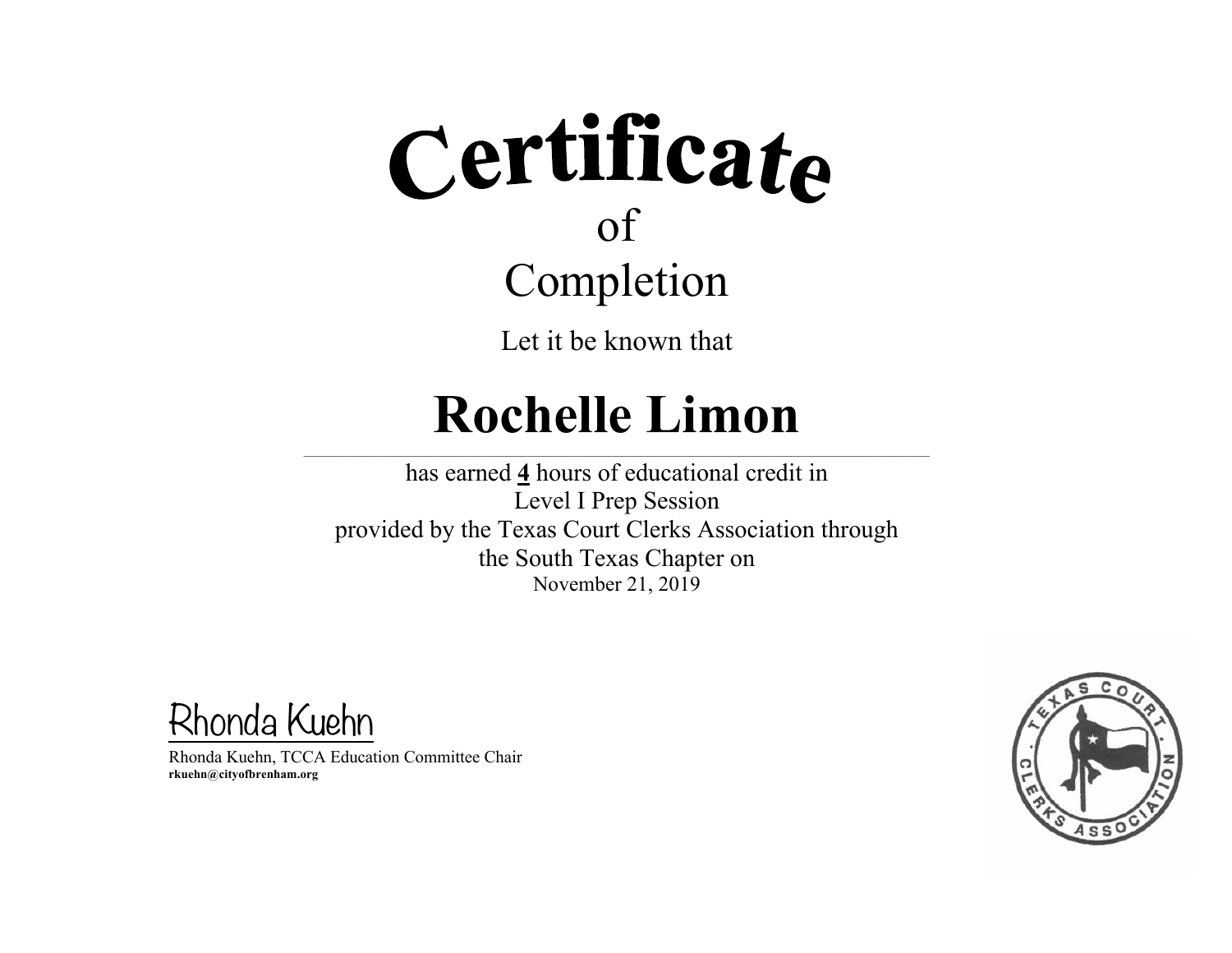# Certificate

of

## Completion

Let it be known that

# Rochelle Limon

---

has earned **4** hours of educational credit in
Level I Prep Session
provided by the Texas Court Clerks Association through
the South Texas Chapter on
November 21, 2019

Rhonda Kuehn

Rhonda Kuehn, TCCA Education Committee Chair
**rkuehn@cityofbrenham.org**

TEXAS COURT · CLERKS ASSOCIATION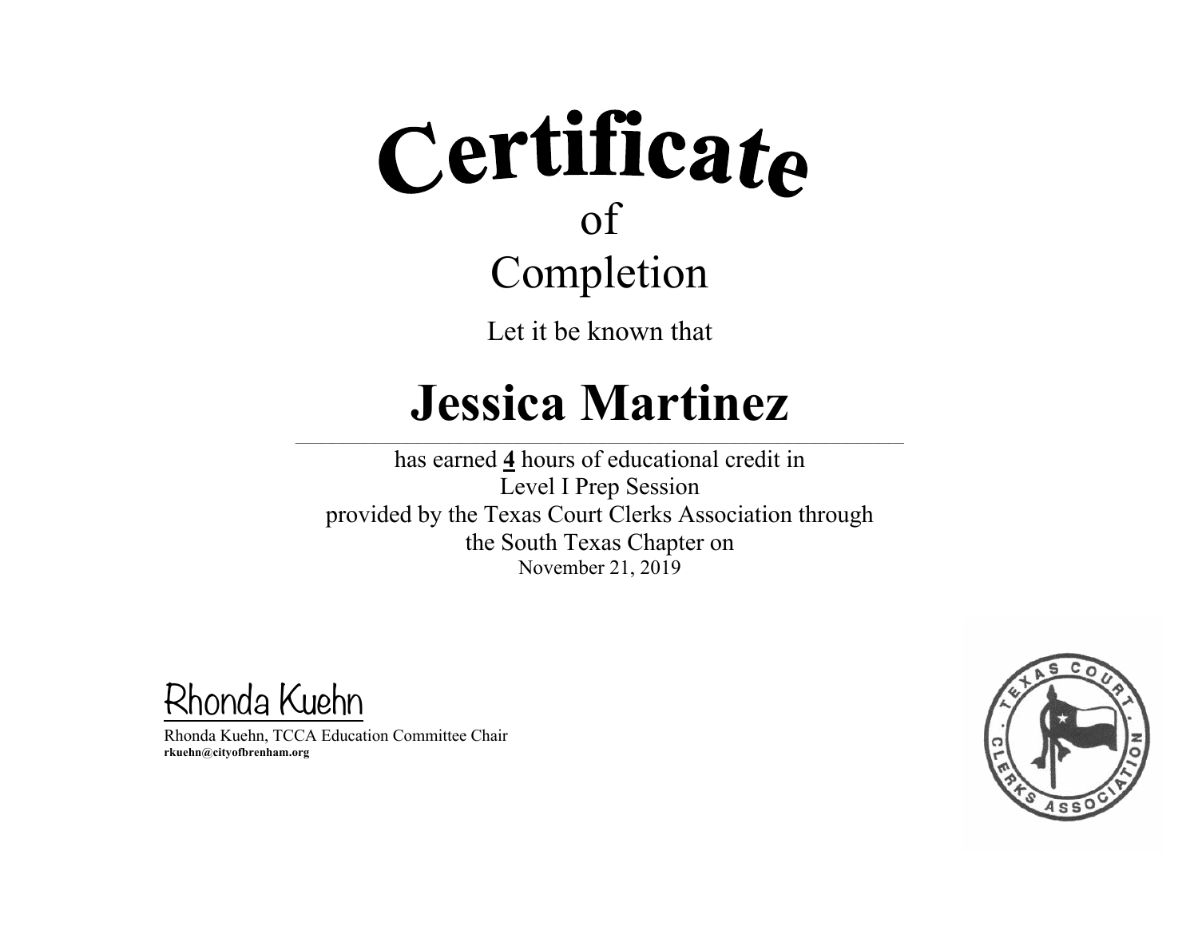# Certificate

of

## Completion

Let it be known that

# Jessica Martinez

has earned **4** hours of educational credit in
Level I Prep Session
provided by the Texas Court Clerks Association through
the South Texas Chapter on
November 21, 2019

Rhonda Kuehn

Rhonda Kuehn, TCCA Education Committee Chair
**rkuehn@cityofbrenham.org**

TEXAS COURT · CLERKS ASSOCIATION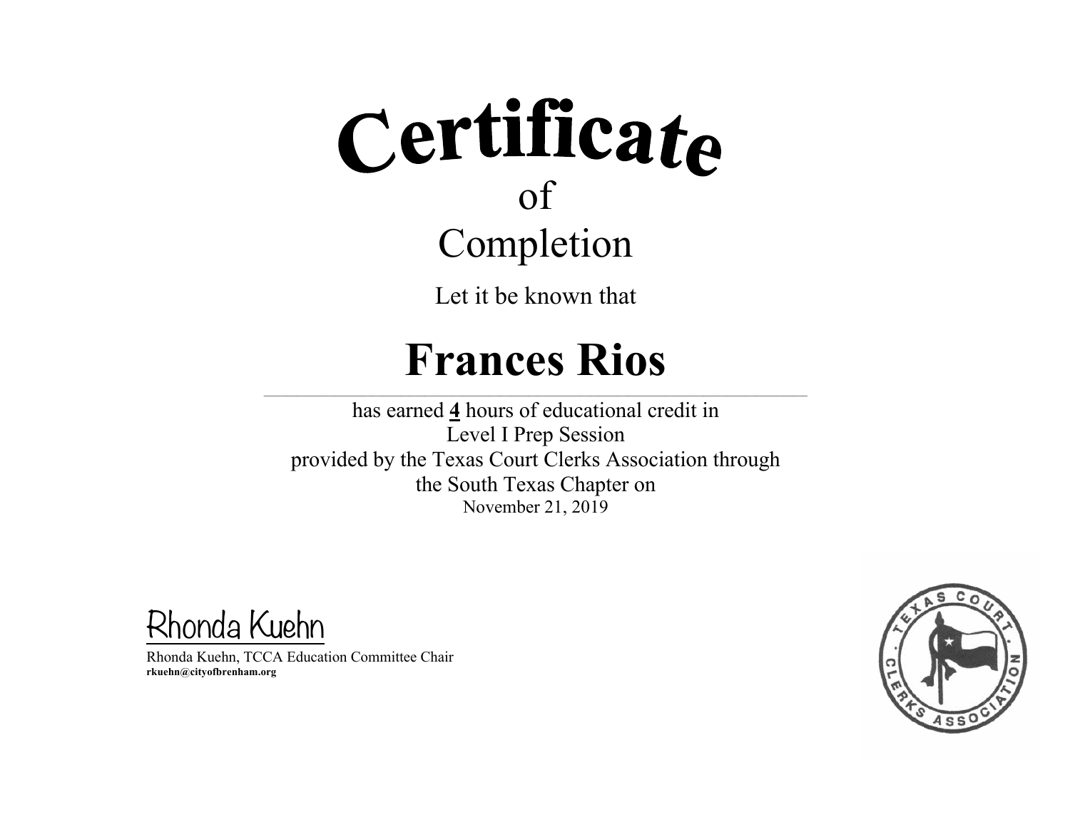# Certificate

of

Completion

Let it be known that

# Frances Rios

has earned **4** hours of educational credit in

Level I Prep Session

provided by the Texas Court Clerks Association through

the South Texas Chapter on

November 21, 2019

Rhonda Kuehn

Rhonda Kuehn, TCCA Education Committee Chair

**rkuehn@cityofbrenham.org**

TEXAS COURT CLERKS ASSOCIATION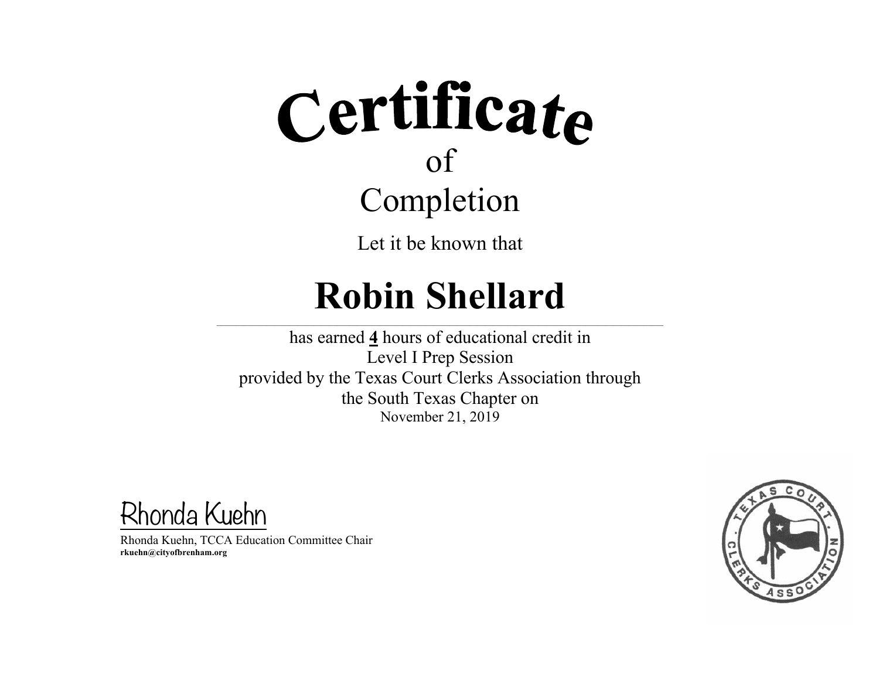# Certificate

## of

## Completion

Let it be known that

# Robin Shellard

has earned **4** hours of educational credit in
Level I Prep Session
provided by the Texas Court Clerks Association through
the South Texas Chapter on
November 21, 2019

Rhonda Kuehn

Rhonda Kuehn, TCCA Education Committee Chair
**rkuehn@cityofbrenham.org**

TEXAS COURT · CLERKS ASSOCIATION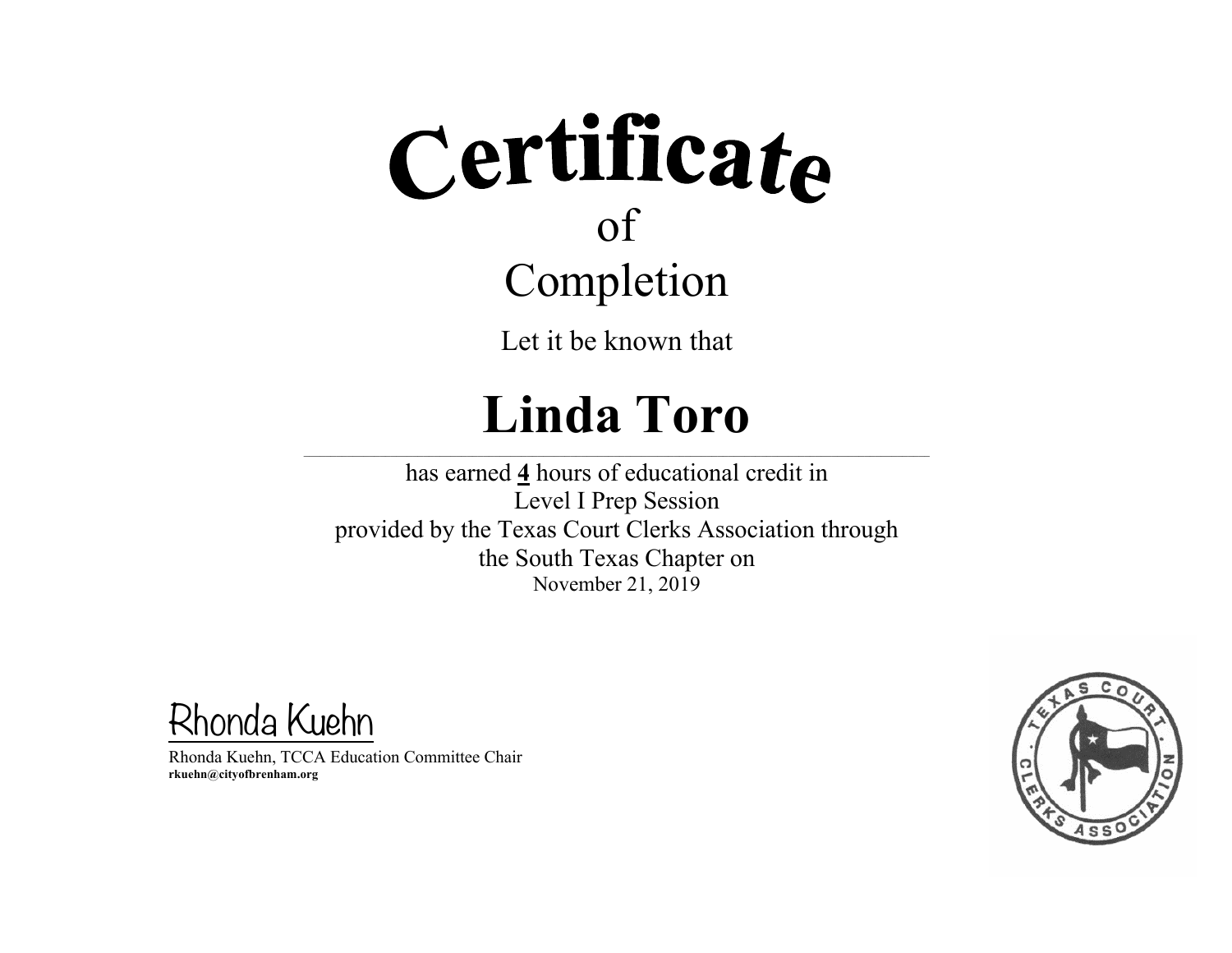# Certificate

of

Completion

Let it be known that

# Linda Toro

has earned **4** hours of educational credit in
Level I Prep Session
provided by the Texas Court Clerks Association through
the South Texas Chapter on
November 21, 2019

Rhonda Kuehn

Rhonda Kuehn, TCCA Education Committee Chair
**rkuehn@cityofbrenham.org**

TEXAS COURT · CLERKS ASSOCIATION